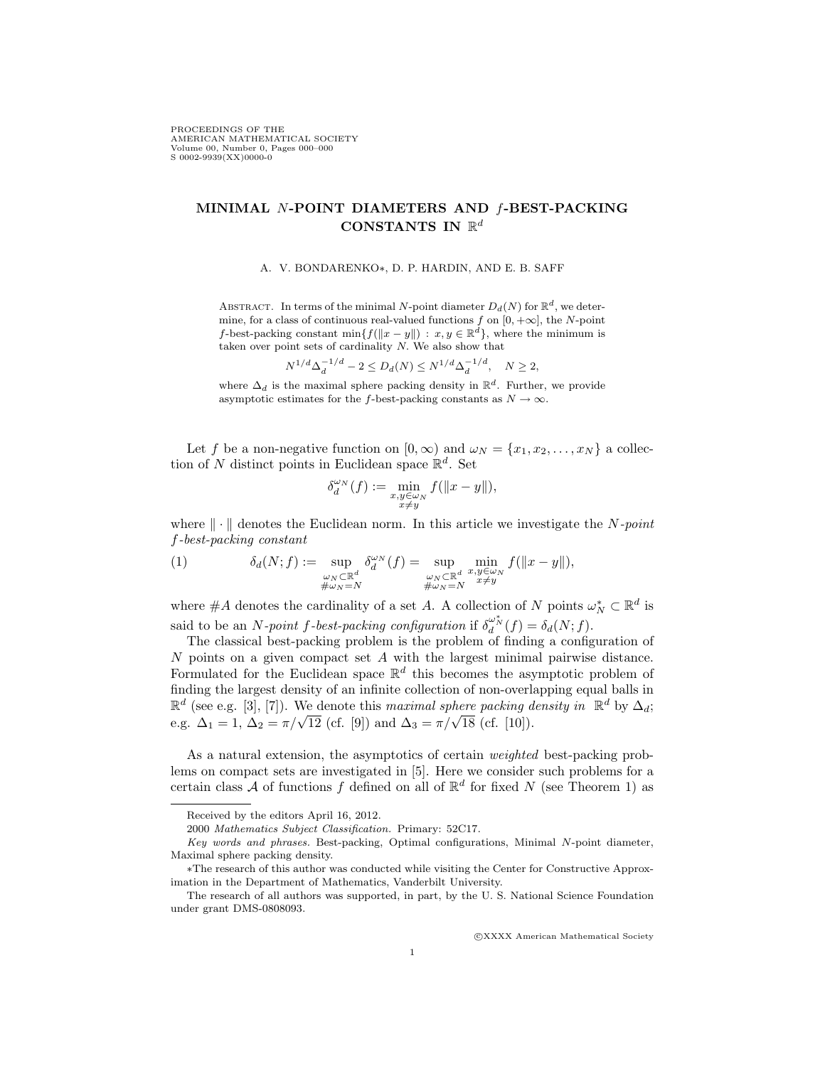# MINIMAL $N$-POINT DIAMETERS AND $f$-BEST-PACKING CONSTANTS IN $\mathbb{R}^d$

A. V. BONDARENKO∗, D. P. HARDIN, AND E. B. SAFF

ABSTRACT. In terms of the minimal $N$-point diameter $D_d(N)$ for $\mathbb{R}^d$, we determine, for a class of continuous real-valued functions $f$ on $[0, +\infty]$, the $N$-point $f$-best-packing constant $\min\{f(\|x-y\|) : x, y \in \mathbb{R}^d\}$, where the minimum is taken over point sets of cardinality $N$. We also show that

$$N^{1/d}\Delta_d^{-1/d} - 2 \leq D_d(N) \leq N^{1/d}\Delta_d^{-1/d}, \quad N \geq 2,$$

where $\Delta_d$ is the maximal sphere packing density in $\mathbb{R}^d$. Further, we provide asymptotic estimates for the $f$-best-packing constants as $N \to \infty$.

Let $f$ be a non-negative function on $[0, \infty)$ and $\omega_N = \{x_1, x_2, \ldots, x_N\}$ a collection of $N$ distinct points in Euclidean space $\mathbb{R}^d$. Set

$$\delta_d^{\omega_N}(f) := \min_{\substack{x,y\in\omega_N\\ x\neq y}} f(\|x-y\|),$$

where $\|\cdot\|$ denotes the Euclidean norm. In this article we investigate the *$N$-point $f$-best-packing constant*

$$\delta_d(N; f) := \sup_{\substack{\omega_N\subset\mathbb{R}^d\\ \#\omega_N=N}} \delta_d^{\omega_N}(f) = \sup_{\substack{\omega_N\subset\mathbb{R}^d\\ \#\omega_N=N}} \min_{\substack{x,y\in\omega_N\\ x\neq y}} f(\|x-y\|), \tag{1}$$

where $\#A$ denotes the cardinality of a set $A$. A collection of $N$ points $\omega_N^* \subset \mathbb{R}^d$ is said to be an *$N$-point $f$-best-packing configuration* if $\delta_d^{\omega_N^*}(f) = \delta_d(N; f)$.

The classical best-packing problem is the problem of finding a configuration of $N$ points on a given compact set $A$ with the largest minimal pairwise distance. Formulated for the Euclidean space $\mathbb{R}^d$ this becomes the asymptotic problem of finding the largest density of an infinite collection of non-overlapping equal balls in $\mathbb{R}^d$ (see e.g. [3], [7]). We denote this *maximal sphere packing density in* $\mathbb{R}^d$ by $\Delta_d$; e.g. $\Delta_1 = 1$, $\Delta_2 = \pi/\sqrt{12}$ (cf. [9]) and $\Delta_3 = \pi/\sqrt{18}$ (cf. [10]).

As a natural extension, the asymptotics of certain *weighted* best-packing problems on compact sets are investigated in [5]. Here we consider such problems for a certain class $\mathcal{A}$ of functions $f$ defined on all of $\mathbb{R}^d$ for fixed $N$ (see Theorem 1) as

---

Received by the editors April 16, 2012.

2000 *Mathematics Subject Classification.* Primary: 52C17.

*Key words and phrases.* Best-packing, Optimal configurations, Minimal $N$-point diameter, Maximal sphere packing density.

∗The research of this author was conducted while visiting the Center for Constructive Approximation in the Department of Mathematics, Vanderbilt University.

The research of all authors was supported, in part, by the U. S. National Science Foundation under grant DMS-0808093.

©XXXX American Mathematical Society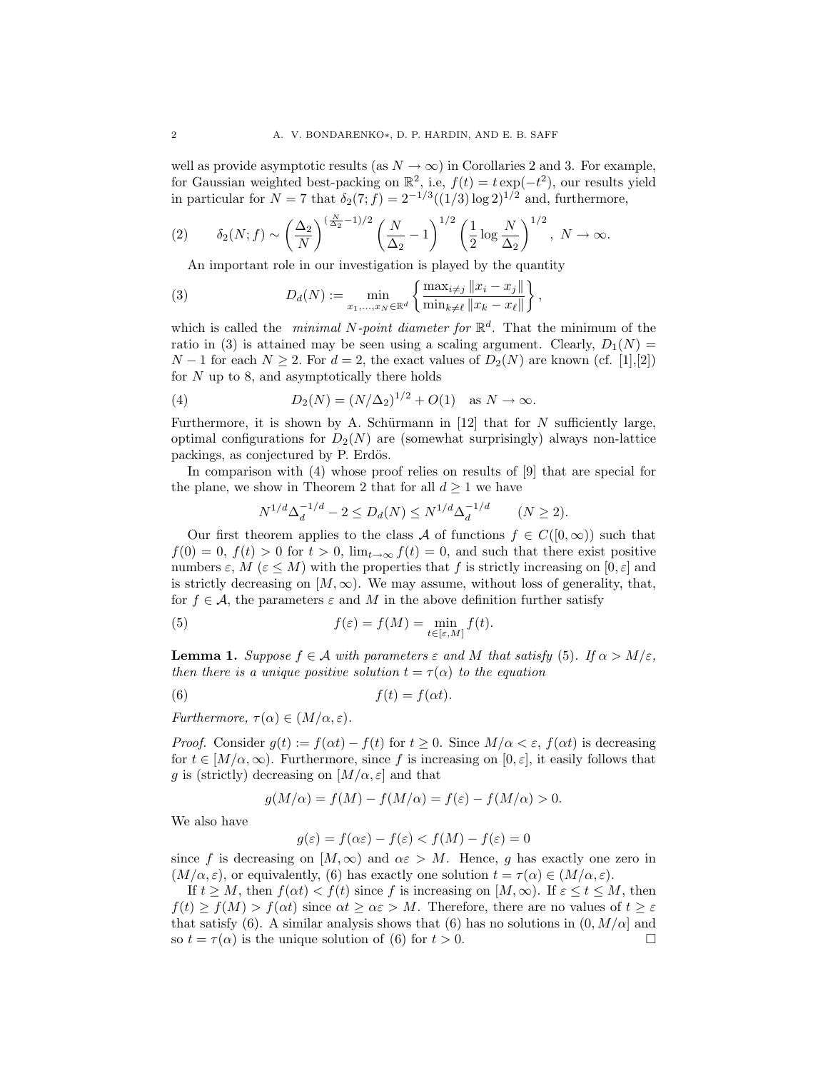well as provide asymptotic results (as $N \to \infty$) in Corollaries 2 and 3. For example, for Gaussian weighted best-packing on $\mathbb{R}^2$, i.e, $f(t) = t\exp(-t^2)$, our results yield in particular for $N = 7$ that $\delta_2(7; f) = 2^{-1/3}((1/3)\log 2)^{1/2}$ and, furthermore,

$$\delta_2(N; f) \sim \left(\frac{\Delta_2}{N}\right)^{(\frac{N}{\Delta_2}-1)/2} \left(\frac{N}{\Delta_2} - 1\right)^{1/2} \left(\frac{1}{2}\log\frac{N}{\Delta_2}\right)^{1/2}, \; N \to \infty. \tag{2}$$

An important role in our investigation is played by the quantity

$$D_d(N) := \min_{x_1,\ldots,x_N \in \mathbb{R}^d} \left\{ \frac{\max_{i \neq j} \|x_i - x_j\|}{\min_{k \neq \ell} \|x_k - x_\ell\|} \right\}, \tag{3}$$

which is called the *minimal $N$-point diameter for* $\mathbb{R}^d$. That the minimum of the ratio in (3) is attained may be seen using a scaling argument. Clearly, $D_1(N) = N - 1$ for each $N \geq 2$. For $d = 2$, the exact values of $D_2(N)$ are known (cf. [1],[2]) for $N$ up to 8, and asymptotically there holds

$$D_2(N) = (N/\Delta_2)^{1/2} + O(1) \quad \text{as } N \to \infty. \tag{4}$$

Furthermore, it is shown by A. Schürmann in [12] that for $N$ sufficiently large, optimal configurations for $D_2(N)$ are (somewhat surprisingly) always non-lattice packings, as conjectured by P. Erdös.

In comparison with (4) whose proof relies on results of [9] that are special for the plane, we show in Theorem 2 that for all $d \geq 1$ we have

$$N^{1/d}\Delta_d^{-1/d} - 2 \leq D_d(N) \leq N^{1/d}\Delta_d^{-1/d} \qquad (N \geq 2).$$

Our first theorem applies to the class $\mathcal{A}$ of functions $f \in C([0, \infty))$ such that $f(0) = 0$, $f(t) > 0$ for $t > 0$, $\lim_{t\to\infty} f(t) = 0$, and such that there exist positive numbers $\varepsilon$, $M$ ($\varepsilon \leq M$) with the properties that $f$ is strictly increasing on $[0, \varepsilon]$ and is strictly decreasing on $[M, \infty)$. We may assume, without loss of generality, that, for $f \in \mathcal{A}$, the parameters $\varepsilon$ and $M$ in the above definition further satisfy

$$f(\varepsilon) = f(M) = \min_{t\in[\varepsilon,M]} f(t). \tag{5}$$

**Lemma 1.** *Suppose $f \in \mathcal{A}$ with parameters $\varepsilon$ and $M$ that satisfy* (5). *If $\alpha > M/\varepsilon$, then there is a unique positive solution $t = \tau(\alpha)$ to the equation*

$$f(t) = f(\alpha t). \tag{6}$$

*Furthermore, $\tau(\alpha) \in (M/\alpha, \varepsilon)$.*

*Proof.* Consider $g(t) := f(\alpha t) - f(t)$ for $t \geq 0$. Since $M/\alpha < \varepsilon$, $f(\alpha t)$ is decreasing for $t \in [M/\alpha, \infty)$. Furthermore, since $f$ is increasing on $[0, \varepsilon]$, it easily follows that $g$ is (strictly) decreasing on $[M/\alpha, \varepsilon]$ and that

$$g(M/\alpha) = f(M) - f(M/\alpha) = f(\varepsilon) - f(M/\alpha) > 0.$$

We also have

$$g(\varepsilon) = f(\alpha\varepsilon) - f(\varepsilon) < f(M) - f(\varepsilon) = 0$$

since $f$ is decreasing on $[M, \infty)$ and $\alpha\varepsilon > M$. Hence, $g$ has exactly one zero in $(M/\alpha, \varepsilon)$, or equivalently, (6) has exactly one solution $t = \tau(\alpha) \in (M/\alpha, \varepsilon)$.

If $t \geq M$, then $f(\alpha t) < f(t)$ since $f$ is increasing on $[M, \infty)$. If $\varepsilon \leq t \leq M$, then $f(t) \geq f(M) > f(\alpha t)$ since $\alpha t \geq \alpha\varepsilon > M$. Therefore, there are no values of $t \geq \varepsilon$ that satisfy (6). A similar analysis shows that (6) has no solutions in $(0, M/\alpha]$ and so $t = \tau(\alpha)$ is the unique solution of (6) for $t > 0$. $\square$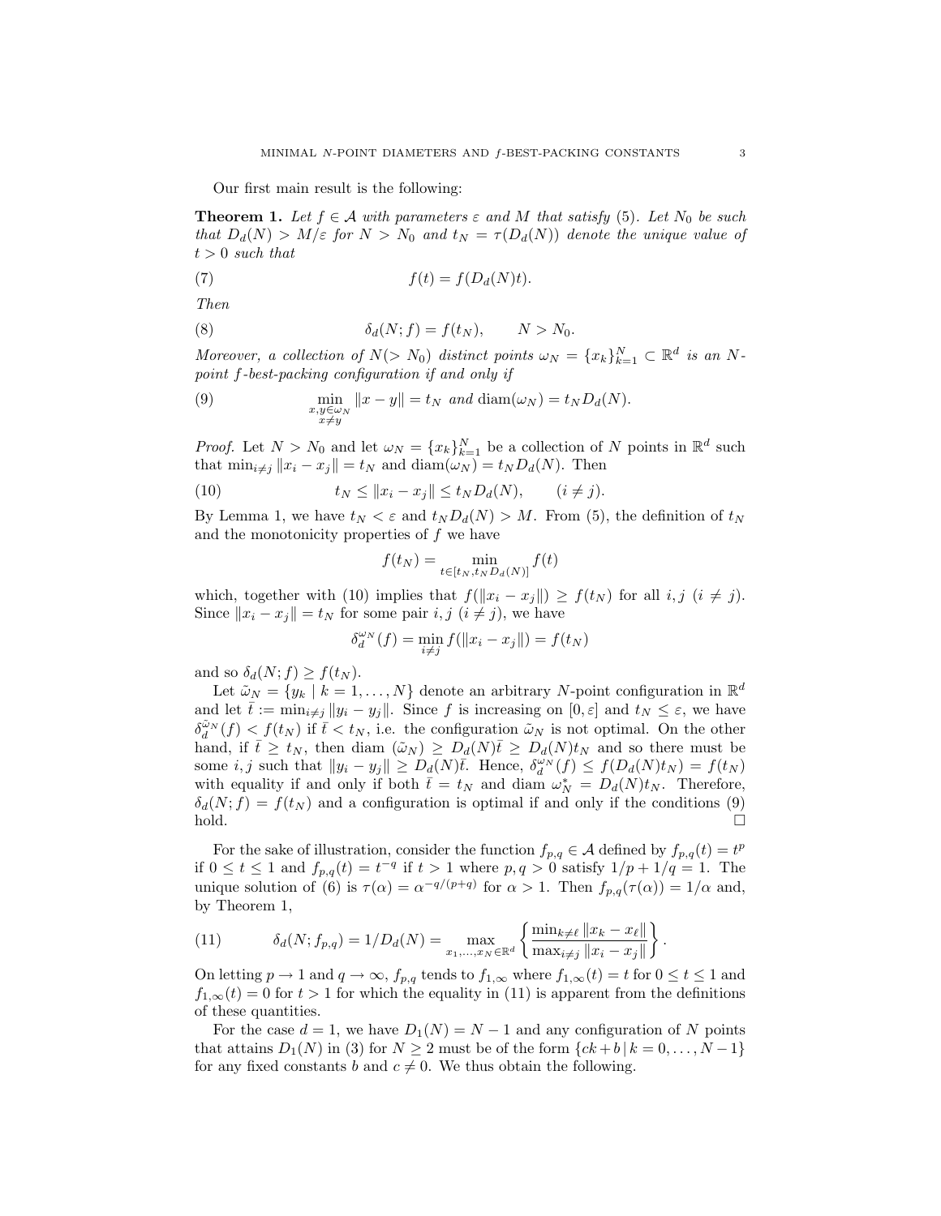Our first main result is the following:

**Theorem 1.** *Let $f \in \mathcal{A}$ with parameters $\varepsilon$ and $M$ that satisfy (5). Let $N_0$ be such that $D_d(N) > M/\varepsilon$ for $N > N_0$ and $t_N = \tau(D_d(N))$ denote the unique value of $t > 0$ such that*

$$f(t) = f(D_d(N)t). \tag{7}$$

*Then*

$$\delta_d(N; f) = f(t_N), \qquad N > N_0. \tag{8}$$

*Moreover, a collection of $N(> N_0)$ distinct points $\omega_N = \{x_k\}_{k=1}^N \subset \mathbb{R}^d$ is an $N$-point $f$-best-packing configuration if and only if*

$$\min_{\substack{x,y \in \omega_N \\ x \neq y}} \|x - y\| = t_N \text{ and } \operatorname{diam}(\omega_N) = t_N D_d(N). \tag{9}$$

*Proof.* Let $N > N_0$ and let $\omega_N = \{x_k\}_{k=1}^N$ be a collection of $N$ points in $\mathbb{R}^d$ such that $\min_{i \neq j} \|x_i - x_j\| = t_N$ and $\operatorname{diam}(\omega_N) = t_N D_d(N)$. Then

$$t_N \leq \|x_i - x_j\| \leq t_N D_d(N), \qquad (i \neq j). \tag{10}$$

By Lemma 1, we have $t_N < \varepsilon$ and $t_N D_d(N) > M$. From (5), the definition of $t_N$ and the monotonicity properties of $f$ we have

$$f(t_N) = \min_{t \in [t_N, t_N D_d(N)]} f(t)$$

which, together with (10) implies that $f(\|x_i - x_j\|) \geq f(t_N)$ for all $i, j$ $(i \neq j)$. Since $\|x_i - x_j\| = t_N$ for some pair $i, j$ $(i \neq j)$, we have

$$\delta_d^{\omega_N}(f) = \min_{i \neq j} f(\|x_i - x_j\|) = f(t_N)$$

and so $\delta_d(N; f) \geq f(t_N)$.

Let $\tilde{\omega}_N = \{y_k \mid k = 1, \ldots, N\}$ denote an arbitrary $N$-point configuration in $\mathbb{R}^d$ and let $\bar{t} := \min_{i \neq j} \|y_i - y_j\|$. Since $f$ is increasing on $[0, \varepsilon]$ and $t_N \leq \varepsilon$, we have $\delta_d^{\tilde{\omega}_N}(f) < f(t_N)$ if $\bar{t} < t_N$, i.e. the configuration $\tilde{\omega}_N$ is not optimal. On the other hand, if $\bar{t} \geq t_N$, then diam $(\tilde{\omega}_N) \geq D_d(N)\bar{t} \geq D_d(N) t_N$ and so there must be some $i, j$ such that $\|y_i - y_j\| \geq D_d(N)\bar{t}$. Hence, $\delta_d^{\omega_N}(f) \leq f(D_d(N)t_N) = f(t_N)$ with equality if and only if both $\bar{t} = t_N$ and diam $\omega_N^* = D_d(N) t_N$. Therefore, $\delta_d(N; f) = f(t_N)$ and a configuration is optimal if and only if the conditions (9) hold. $\square$

For the sake of illustration, consider the function $f_{p,q} \in \mathcal{A}$ defined by $f_{p,q}(t) = t^p$ if $0 \leq t \leq 1$ and $f_{p,q}(t) = t^{-q}$ if $t > 1$ where $p, q > 0$ satisfy $1/p + 1/q = 1$. The unique solution of (6) is $\tau(\alpha) = \alpha^{-q/(p+q)}$ for $\alpha > 1$. Then $f_{p,q}(\tau(\alpha)) = 1/\alpha$ and, by Theorem 1,

$$\delta_d(N; f_{p,q}) = 1/D_d(N) = \max_{x_1, \ldots, x_N \in \mathbb{R}^d} \left\{ \frac{\min_{k \neq \ell} \|x_k - x_\ell\|}{\max_{i \neq j} \|x_i - x_j\|} \right\}. \tag{11}$$

On letting $p \to 1$ and $q \to \infty$, $f_{p,q}$ tends to $f_{1,\infty}$ where $f_{1,\infty}(t) = t$ for $0 \leq t \leq 1$ and $f_{1,\infty}(t) = 0$ for $t > 1$ for which the equality in (11) is apparent from the definitions of these quantities.

For the case $d = 1$, we have $D_1(N) = N - 1$ and any configuration of $N$ points that attains $D_1(N)$ in (3) for $N \geq 2$ must be of the form $\{ck + b \mid k = 0, \ldots, N-1\}$ for any fixed constants $b$ and $c \neq 0$. We thus obtain the following.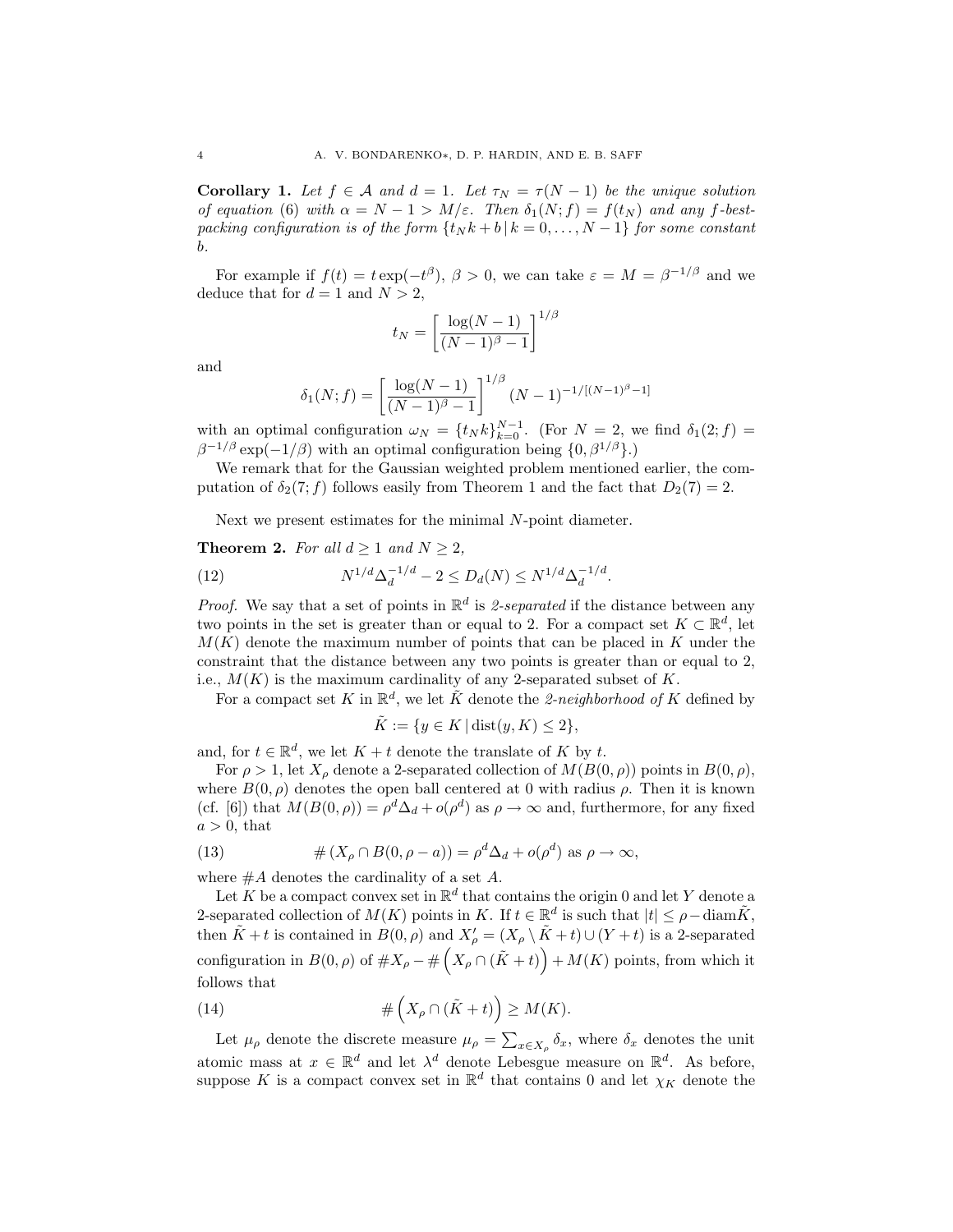**Corollary 1.** *Let $f \in \mathcal{A}$ and $d = 1$. Let $\tau_N = \tau(N-1)$ be the unique solution of equation (6) with $\alpha = N - 1 > M/\varepsilon$. Then $\delta_1(N; f) = f(t_N)$ and any $f$-best-packing configuration is of the form $\{t_N k + b \,|\, k = 0, \ldots, N-1\}$ for some constant $b$.*

For example if $f(t) = t\exp(-t^\beta)$, $\beta > 0$, we can take $\varepsilon = M = \beta^{-1/\beta}$ and we deduce that for $d = 1$ and $N > 2$,

$$t_N = \left[\frac{\log(N-1)}{(N-1)^\beta - 1}\right]^{1/\beta}$$

and

$$\delta_1(N; f) = \left[\frac{\log(N-1)}{(N-1)^\beta - 1}\right]^{1/\beta} (N-1)^{-1/[(N-1)^\beta - 1]}$$

with an optimal configuration $\omega_N = \{t_N k\}_{k=0}^{N-1}$. (For $N = 2$, we find $\delta_1(2; f) = \beta^{-1/\beta}\exp(-1/\beta)$ with an optimal configuration being $\{0, \beta^{1/\beta}\}$.)

We remark that for the Gaussian weighted problem mentioned earlier, the computation of $\delta_2(7; f)$ follows easily from Theorem 1 and the fact that $D_2(7) = 2$.

Next we present estimates for the minimal $N$-point diameter.

**Theorem 2.** *For all $d \geq 1$ and $N \geq 2$,*

$$N^{1/d}\Delta_d^{-1/d} - 2 \leq D_d(N) \leq N^{1/d}\Delta_d^{-1/d}. \tag{12}$$

*Proof.* We say that a set of points in $\mathbb{R}^d$ is *2-separated* if the distance between any two points in the set is greater than or equal to 2. For a compact set $K \subset \mathbb{R}^d$, let $M(K)$ denote the maximum number of points that can be placed in $K$ under the constraint that the distance between any two points is greater than or equal to 2, i.e., $M(K)$ is the maximum cardinality of any 2-separated subset of $K$.

For a compact set $K$ in $\mathbb{R}^d$, we let $\tilde{K}$ denote the *2-neighborhood of* $K$ defined by

$$\tilde{K} := \{y \in K \,|\, \operatorname{dist}(y, K) \leq 2\},$$

and, for $t \in \mathbb{R}^d$, we let $K + t$ denote the translate of $K$ by $t$.

For $\rho > 1$, let $X_\rho$ denote a 2-separated collection of $M(B(0,\rho))$ points in $B(0,\rho)$, where $B(0,\rho)$ denotes the open ball centered at 0 with radius $\rho$. Then it is known (cf. [6]) that $M(B(0,\rho)) = \rho^d\Delta_d + o(\rho^d)$ as $\rho \to \infty$ and, furthermore, for any fixed $a > 0$, that

$$\#\left(X_\rho \cap B(0, \rho - a)\right) = \rho^d\Delta_d + o(\rho^d) \text{ as } \rho \to \infty, \tag{13}$$

where $\#A$ denotes the cardinality of a set $A$.

Let $K$ be a compact convex set in $\mathbb{R}^d$ that contains the origin 0 and let $Y$ denote a 2-separated collection of $M(K)$ points in $K$. If $t \in \mathbb{R}^d$ is such that $|t| \leq \rho - \operatorname{diam}\tilde{K}$, then $\tilde{K} + t$ is contained in $B(0,\rho)$ and $X'_\rho = (X_\rho \setminus \tilde{K} + t) \cup (Y + t)$ is a 2-separated configuration in $B(0,\rho)$ of $\#X_\rho - \#\left(X_\rho \cap (\tilde{K} + t)\right) + M(K)$ points, from which it follows that

$$\#\left(X_\rho \cap (\tilde{K} + t)\right) \geq M(K). \tag{14}$$

Let $\mu_\rho$ denote the discrete measure $\mu_\rho = \sum_{x \in X_\rho} \delta_x$, where $\delta_x$ denotes the unit atomic mass at $x \in \mathbb{R}^d$ and let $\lambda^d$ denote Lebesgue measure on $\mathbb{R}^d$. As before, suppose $K$ is a compact convex set in $\mathbb{R}^d$ that contains 0 and let $\chi_K$ denote the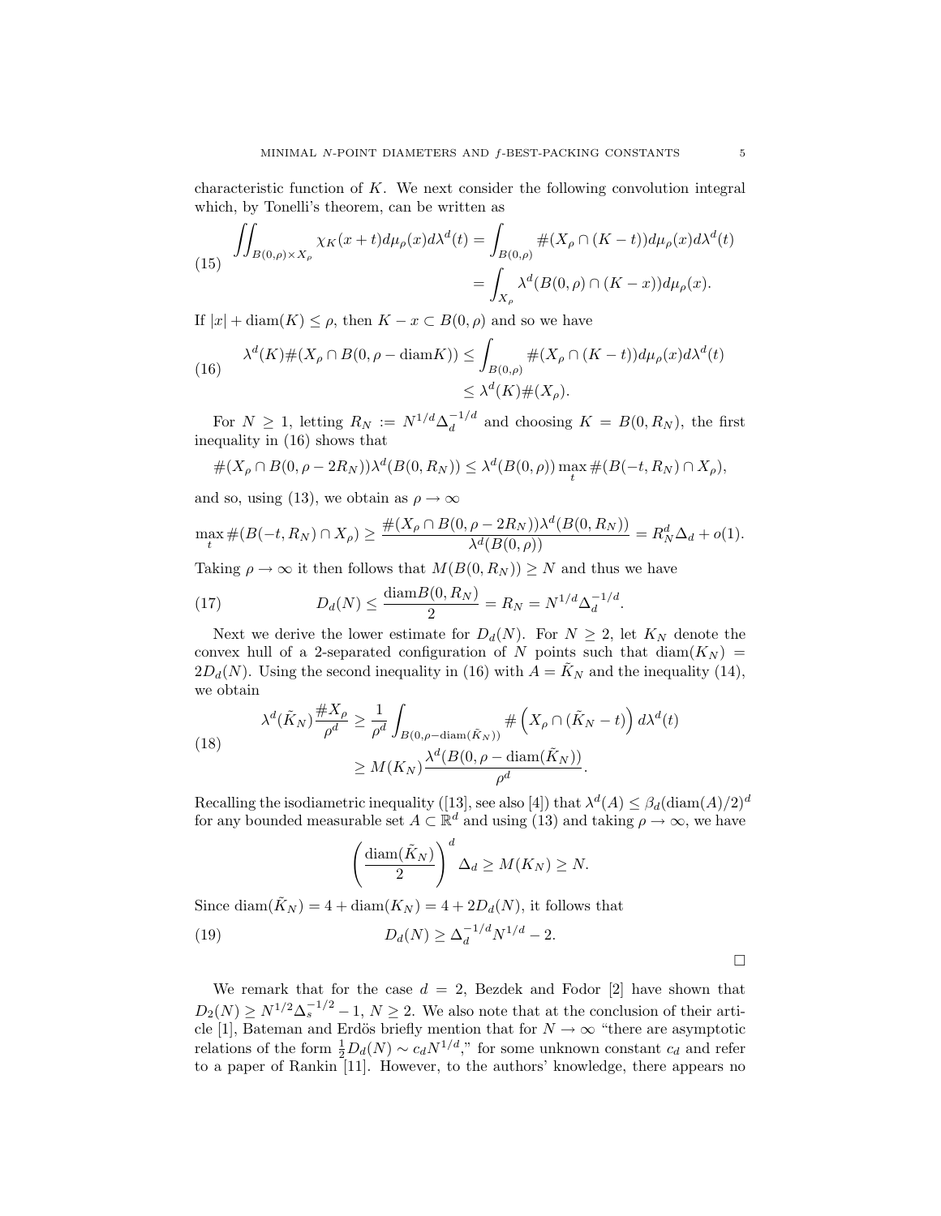characteristic function of $K$. We next consider the following convolution integral which, by Tonelli's theorem, can be written as

$$\iint_{B(0,\rho)\times X_\rho} \chi_K(x+t)d\mu_\rho(x)d\lambda^d(t) = \int_{B(0,\rho)} \#(X_\rho \cap (K-t))d\mu_\rho(x)d\lambda^d(t) \tag{15}$$
$$= \int_{X_\rho} \lambda^d(B(0,\rho)\cap(K-x))d\mu_\rho(x).$$

If $|x| + \operatorname{diam}(K) \le \rho$, then $K - x \subset B(0,\rho)$ and so we have

$$\lambda^d(K)\#(X_\rho \cap B(0,\rho - \operatorname{diam}K)) \le \int_{B(0,\rho)} \#(X_\rho \cap (K-t))d\mu_\rho(x)d\lambda^d(t) \tag{16}$$
$$\le \lambda^d(K)\#(X_\rho).$$

For $N \ge 1$, letting $R_N := N^{1/d}\Delta_d^{-1/d}$ and choosing $K = B(0,R_N)$, the first inequality in (16) shows that

$$\#(X_\rho \cap B(0,\rho - 2R_N))\lambda^d(B(0,R_N)) \le \lambda^d(B(0,\rho))\max_t \#(B(-t,R_N)\cap X_\rho),$$

and so, using (13), we obtain as $\rho \to \infty$

$$\max_t \#(B(-t,R_N)\cap X_\rho) \ge \frac{\#(X_\rho \cap B(0,\rho-2R_N))\lambda^d(B(0,R_N))}{\lambda^d(B(0,\rho))} = R_N^d\Delta_d + o(1).$$

Taking $\rho \to \infty$ it then follows that $M(B(0,R_N)) \ge N$ and thus we have

$$D_d(N) \le \frac{\operatorname{diam}B(0,R_N)}{2} = R_N = N^{1/d}\Delta_d^{-1/d}. \tag{17}$$

Next we derive the lower estimate for $D_d(N)$. For $N \ge 2$, let $K_N$ denote the convex hull of a 2-separated configuration of $N$ points such that $\operatorname{diam}(K_N) = 2D_d(N)$. Using the second inequality in (16) with $A = \tilde{K}_N$ and the inequality (14), we obtain

$$\lambda^d(\tilde{K}_N)\frac{\#X_\rho}{\rho^d} \ge \frac{1}{\rho^d}\int_{B(0,\rho-\operatorname{diam}(\tilde{K}_N))} \#\left(X_\rho \cap (\tilde{K}_N - t)\right)d\lambda^d(t) \tag{18}$$
$$\ge M(K_N)\frac{\lambda^d(B(0,\rho-\operatorname{diam}(\tilde{K}_N))}{\rho^d}.$$

Recalling the isodiametric inequality ([13], see also [4]) that $\lambda^d(A) \le \beta_d(\operatorname{diam}(A)/2)^d$ for any bounded measurable set $A \subset \mathbb{R}^d$ and using (13) and taking $\rho \to \infty$, we have

$$\left(\frac{\operatorname{diam}(\tilde{K}_N)}{2}\right)^d \Delta_d \ge M(K_N) \ge N.$$

Since $\operatorname{diam}(\tilde{K}_N) = 4 + \operatorname{diam}(K_N) = 4 + 2D_d(N)$, it follows that

$$D_d(N) \ge \Delta_d^{-1/d}N^{1/d} - 2. \tag{19}$$

□

We remark that for the case $d = 2$, Bezdek and Fodor [2] have shown that $D_2(N) \ge N^{1/2}\Delta_s^{-1/2} - 1$, $N \ge 2$. We also note that at the conclusion of their article [1], Bateman and Erdös briefly mention that for $N \to \infty$ "there are asymptotic relations of the form $\frac{1}{2}D_d(N) \sim c_dN^{1/d}$," for some unknown constant $c_d$ and refer to a paper of Rankin [11]. However, to the authors' knowledge, there appears no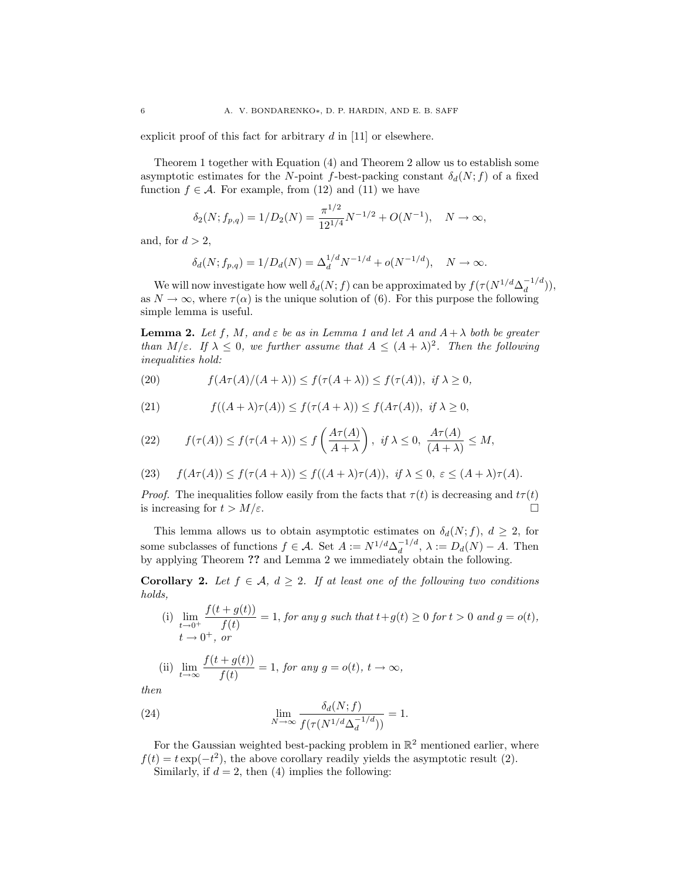explicit proof of this fact for arbitrary $d$ in [11] or elsewhere.

Theorem 1 together with Equation (4) and Theorem 2 allow us to establish some asymptotic estimates for the $N$-point $f$-best-packing constant $\delta_d(N; f)$ of a fixed function $f \in \mathcal{A}$. For example, from (12) and (11) we have

$$\delta_2(N; f_{p,q}) = 1/D_2(N) = \frac{\pi^{1/2}}{12^{1/4}} N^{-1/2} + O(N^{-1}), \quad N \to \infty,$$

and, for $d > 2$,

$$\delta_d(N; f_{p,q}) = 1/D_d(N) = \Delta_d^{1/d} N^{-1/d} + o(N^{-1/d}), \quad N \to \infty.$$

We will now investigate how well $\delta_d(N; f)$ can be approximated by $f(\tau(N^{1/d}\Delta_d^{-1/d}))$, as $N \to \infty$, where $\tau(\alpha)$ is the unique solution of (6). For this purpose the following simple lemma is useful.

**Lemma 2.** *Let $f$, $M$, and $\varepsilon$ be as in Lemma 1 and let $A$ and $A + \lambda$ both be greater than $M/\varepsilon$. If $\lambda \leq 0$, we further assume that $A \leq (A + \lambda)^2$. Then the following inequalities hold:*

$$f(A\tau(A)/(A + \lambda)) \leq f(\tau(A + \lambda)) \leq f(\tau(A)), \ \text{if } \lambda \geq 0, \tag{20}$$

$$f((A + \lambda)\tau(A)) \leq f(\tau(A + \lambda)) \leq f(A\tau(A)), \ \text{if } \lambda \geq 0, \tag{21}$$

$$f(\tau(A)) \leq f(\tau(A + \lambda)) \leq f\left(\frac{A\tau(A)}{A + \lambda}\right), \ \text{if } \lambda \leq 0, \ \frac{A\tau(A)}{(A + \lambda)} \leq M, \tag{22}$$

$$f(A\tau(A)) \leq f(\tau(A + \lambda)) \leq f((A + \lambda)\tau(A)), \ \text{if } \lambda \leq 0, \ \varepsilon \leq (A + \lambda)\tau(A). \tag{23}$$

*Proof.* The inequalities follow easily from the facts that $\tau(t)$ is decreasing and $t\tau(t)$ is increasing for $t > M/\varepsilon$. $\square$

This lemma allows us to obtain asymptotic estimates on $\delta_d(N; f)$, $d \geq 2$, for some subclasses of functions $f \in \mathcal{A}$. Set $A := N^{1/d}\Delta_d^{-1/d}$, $\lambda := D_d(N) - A$. Then by applying Theorem **??** and Lemma 2 we immediately obtain the following.

**Corollary 2.** *Let $f \in \mathcal{A}$, $d \geq 2$. If at least one of the following two conditions holds,*

(i) $\displaystyle\lim_{t \to 0^+} \frac{f(t + g(t))}{f(t)} = 1$, *for any $g$ such that $t + g(t) \geq 0$ for $t > 0$ and $g = o(t)$, $t \to 0^+$, or*

(ii) $\displaystyle\lim_{t \to \infty} \frac{f(t + g(t))}{f(t)} = 1$, *for any $g = o(t)$, $t \to \infty$,*

*then*

$$\lim_{N \to \infty} \frac{\delta_d(N; f)}{f(\tau(N^{1/d}\Delta_d^{-1/d}))} = 1. \tag{24}$$

For the Gaussian weighted best-packing problem in $\mathbb{R}^2$ mentioned earlier, where $f(t) = t\exp(-t^2)$, the above corollary readily yields the asymptotic result (2).

Similarly, if $d = 2$, then (4) implies the following: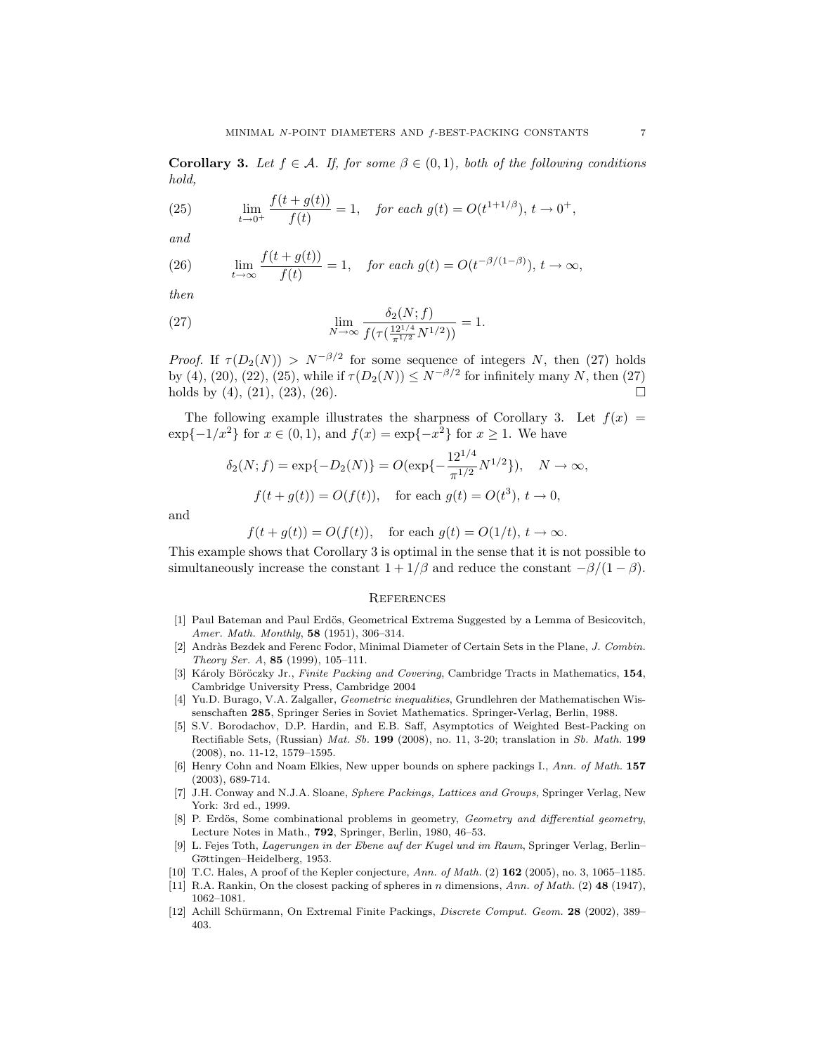**Corollary 3.** *Let $f \in \mathcal{A}$. If, for some $\beta \in (0,1)$, both of the following conditions hold,*

$$\lim_{t\to 0^+} \frac{f(t+g(t))}{f(t)} = 1, \quad \textit{for each } g(t) = O(t^{1+1/\beta}),\ t \to 0^+, \tag{25}$$

*and*

$$\lim_{t\to \infty} \frac{f(t+g(t))}{f(t)} = 1, \quad \textit{for each } g(t) = O(t^{-\beta/(1-\beta)}),\ t \to \infty, \tag{26}$$

*then*

$$\lim_{N\to\infty} \frac{\delta_2(N;f)}{f(\tau(\frac{12^{1/4}}{\pi^{1/2}}N^{1/2}))} = 1. \tag{27}$$

*Proof.* If $\tau(D_2(N)) > N^{-\beta/2}$ for some sequence of integers $N$, then (27) holds by (4), (20), (22), (25), while if $\tau(D_2(N)) \le N^{-\beta/2}$ for infinitely many $N$, then (27) holds by (4), (21), (23), (26). $\square$

The following example illustrates the sharpness of Corollary 3. Let $f(x) = \exp\{-1/x^2\}$ for $x \in (0,1)$, and $f(x) = \exp\{-x^2\}$ for $x \ge 1$. We have

$$\delta_2(N;f) = \exp\{-D_2(N)\} = O(\exp\{-\frac{12^{1/4}}{\pi^{1/2}}N^{1/2}\}), \quad N \to \infty,$$

$$f(t+g(t)) = O(f(t)), \quad \text{for each } g(t) = O(t^3),\ t \to 0,$$

and

$$f(t+g(t)) = O(f(t)), \quad \text{for each } g(t) = O(1/t),\ t \to \infty.$$

This example shows that Corollary 3 is optimal in the sense that it is not possible to simultaneously increase the constant $1+1/\beta$ and reduce the constant $-\beta/(1-\beta)$.

## References

[1] Paul Bateman and Paul Erdös, Geometrical Extrema Suggested by a Lemma of Besicovitch, *Amer. Math. Monthly*, **58** (1951), 306–314.

[2] Andràs Bezdek and Ferenc Fodor, Minimal Diameter of Certain Sets in the Plane, *J. Combin. Theory Ser. A*, **85** (1999), 105–111.

[3] Károly Böröczky Jr., *Finite Packing and Covering*, Cambridge Tracts in Mathematics, **154**, Cambridge University Press, Cambridge 2004

[4] Yu.D. Burago, V.A. Zalgaller, *Geometric inequalities*, Grundlehren der Mathematischen Wissenschaften **285**, Springer Series in Soviet Mathematics. Springer-Verlag, Berlin, 1988.

[5] S.V. Borodachov, D.P. Hardin, and E.B. Saff, Asymptotics of Weighted Best-Packing on Rectifiable Sets, (Russian) *Mat. Sb.* **199** (2008), no. 11, 3-20; translation in *Sb. Math.* **199** (2008), no. 11-12, 1579–1595.

[6] Henry Cohn and Noam Elkies, New upper bounds on sphere packings I., *Ann. of Math.* **157** (2003), 689-714.

[7] J.H. Conway and N.J.A. Sloane, *Sphere Packings, Lattices and Groups,* Springer Verlag, New York: 3rd ed., 1999.

[8] P. Erdös, Some combinational problems in geometry, *Geometry and differential geometry*, Lecture Notes in Math., **792**, Springer, Berlin, 1980, 46–53.

[9] L. Fejes Toth, *Lagerungen in der Ebene auf der Kugel und im Raum*, Springer Verlag, Berlin–Gōttingen–Heidelberg, 1953.

[10] T.C. Hales, A proof of the Kepler conjecture, *Ann. of Math.* (2) **162** (2005), no. 3, 1065–1185.

[11] R.A. Rankin, On the closest packing of spheres in $n$ dimensions, *Ann. of Math.* (2) **48** (1947), 1062–1081.

[12] Achill Schürmann, On Extremal Finite Packings, *Discrete Comput. Geom.* **28** (2002), 389–403.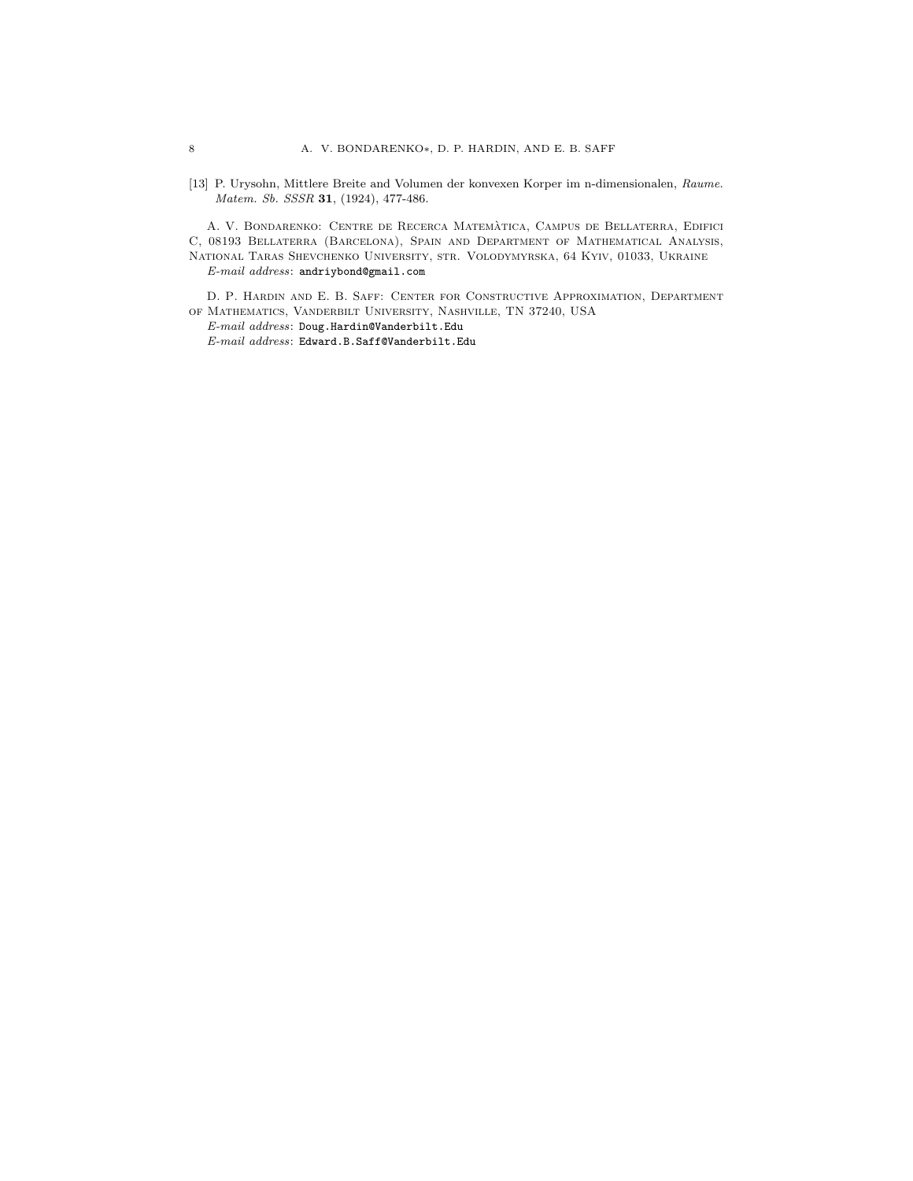[13] P. Urysohn, Mittlere Breite and Volumen der konvexen Korper im n-dimensionalen, *Raume. Matem. Sb. SSSR* **31**, (1924), 477-486.

A. V. Bondarenko: Centre de Recerca Matemàtica, Campus de Bellaterra, Edifici C, 08193 Bellaterra (Barcelona), Spain and Department of Mathematical Analysis, National Taras Shevchenko University, str. Volodymyrska, 64 Kyiv, 01033, Ukraine

*E-mail address*: andriybond@gmail.com

D. P. Hardin and E. B. Saff: Center for Constructive Approximation, Department of Mathematics, Vanderbilt University, Nashville, TN 37240, USA

*E-mail address*: Doug.Hardin@Vanderbilt.Edu

*E-mail address*: Edward.B.Saff@Vanderbilt.Edu